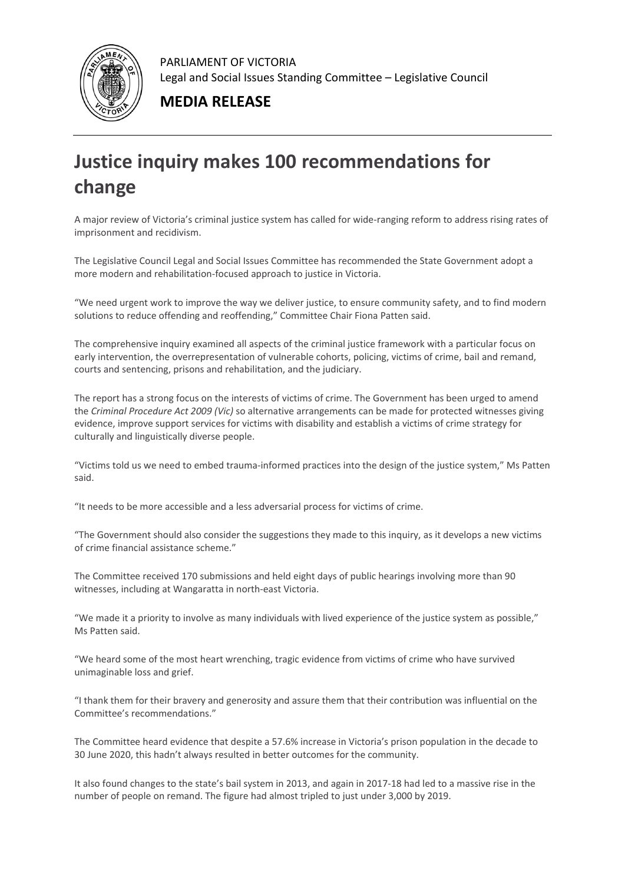PARLIAMENT OF VICTORIA
Legal and Social Issues Standing Committee – Legislative Council

**MEDIA RELEASE**

# Justice inquiry makes 100 recommendations for change

A major review of Victoria's criminal justice system has called for wide-ranging reform to address rising rates of imprisonment and recidivism.

The Legislative Council Legal and Social Issues Committee has recommended the State Government adopt a more modern and rehabilitation-focused approach to justice in Victoria.

"We need urgent work to improve the way we deliver justice, to ensure community safety, and to find modern solutions to reduce offending and reoffending," Committee Chair Fiona Patten said.

The comprehensive inquiry examined all aspects of the criminal justice framework with a particular focus on early intervention, the overrepresentation of vulnerable cohorts, policing, victims of crime, bail and remand, courts and sentencing, prisons and rehabilitation, and the judiciary.

The report has a strong focus on the interests of victims of crime. The Government has been urged to amend the *Criminal Procedure Act 2009 (Vic)* so alternative arrangements can be made for protected witnesses giving evidence, improve support services for victims with disability and establish a victims of crime strategy for culturally and linguistically diverse people.

"Victims told us we need to embed trauma-informed practices into the design of the justice system," Ms Patten said.

"It needs to be more accessible and a less adversarial process for victims of crime.

"The Government should also consider the suggestions they made to this inquiry, as it develops a new victims of crime financial assistance scheme."

The Committee received 170 submissions and held eight days of public hearings involving more than 90 witnesses, including at Wangaratta in north-east Victoria.

"We made it a priority to involve as many individuals with lived experience of the justice system as possible," Ms Patten said.

"We heard some of the most heart wrenching, tragic evidence from victims of crime who have survived unimaginable loss and grief.

"I thank them for their bravery and generosity and assure them that their contribution was influential on the Committee's recommendations."

The Committee heard evidence that despite a 57.6% increase in Victoria's prison population in the decade to 30 June 2020, this hadn't always resulted in better outcomes for the community.

It also found changes to the state's bail system in 2013, and again in 2017-18 had led to a massive rise in the number of people on remand. The figure had almost tripled to just under 3,000 by 2019.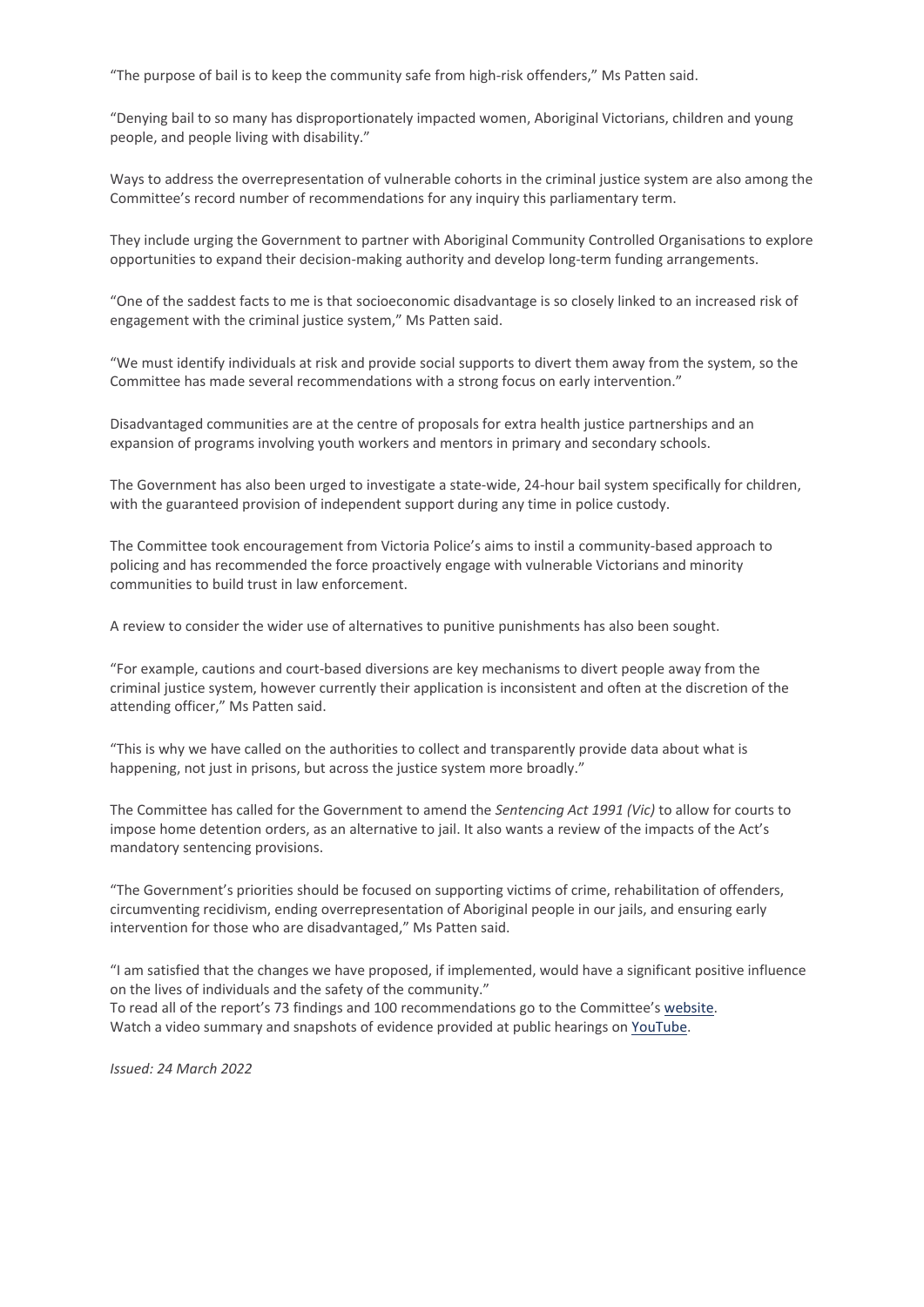"The purpose of bail is to keep the community safe from high-risk offenders," Ms Patten said.

"Denying bail to so many has disproportionately impacted women, Aboriginal Victorians, children and young people, and people living with disability."

Ways to address the overrepresentation of vulnerable cohorts in the criminal justice system are also among the Committee's record number of recommendations for any inquiry this parliamentary term.

They include urging the Government to partner with Aboriginal Community Controlled Organisations to explore opportunities to expand their decision-making authority and develop long-term funding arrangements.

"One of the saddest facts to me is that socioeconomic disadvantage is so closely linked to an increased risk of engagement with the criminal justice system," Ms Patten said.

"We must identify individuals at risk and provide social supports to divert them away from the system, so the Committee has made several recommendations with a strong focus on early intervention."

Disadvantaged communities are at the centre of proposals for extra health justice partnerships and an expansion of programs involving youth workers and mentors in primary and secondary schools.

The Government has also been urged to investigate a state-wide, 24-hour bail system specifically for children, with the guaranteed provision of independent support during any time in police custody.

The Committee took encouragement from Victoria Police's aims to instil a community-based approach to policing and has recommended the force proactively engage with vulnerable Victorians and minority communities to build trust in law enforcement.

A review to consider the wider use of alternatives to punitive punishments has also been sought.

"For example, cautions and court-based diversions are key mechanisms to divert people away from the criminal justice system, however currently their application is inconsistent and often at the discretion of the attending officer," Ms Patten said.

"This is why we have called on the authorities to collect and transparently provide data about what is happening, not just in prisons, but across the justice system more broadly."

The Committee has called for the Government to amend the *Sentencing Act 1991 (Vic)* to allow for courts to impose home detention orders, as an alternative to jail. It also wants a review of the impacts of the Act's mandatory sentencing provisions.

"The Government's priorities should be focused on supporting victims of crime, rehabilitation of offenders, circumventing recidivism, ending overrepresentation of Aboriginal people in our jails, and ensuring early intervention for those who are disadvantaged," Ms Patten said.

"I am satisfied that the changes we have proposed, if implemented, would have a significant positive influence on the lives of individuals and the safety of the community."

To read all of the report's 73 findings and 100 recommendations go to the Committee's website.

Watch a video summary and snapshots of evidence provided at public hearings on YouTube.

*Issued: 24 March 2022*